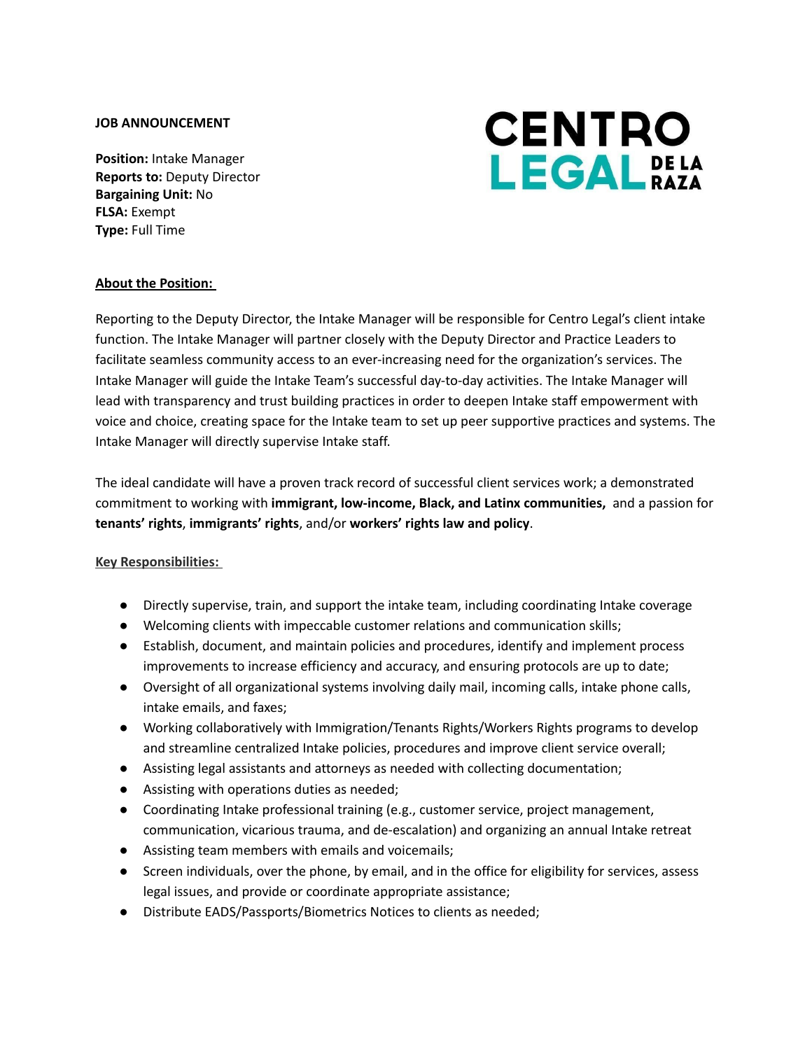**JOB ANNOUNCEMENT**

CENTRO LEGAL DE LA RAZA

**Position:** Intake Manager
**Reports to:** Deputy Director
**Bargaining Unit:** No
**FLSA:** Exempt
**Type:** Full Time

## About the Position:

Reporting to the Deputy Director, the Intake Manager will be responsible for Centro Legal's client intake function. The Intake Manager will partner closely with the Deputy Director and Practice Leaders to facilitate seamless community access to an ever-increasing need for the organization's services. The Intake Manager will guide the Intake Team's successful day-to-day activities. The Intake Manager will lead with transparency and trust building practices in order to deepen Intake staff empowerment with voice and choice, creating space for the Intake team to set up peer supportive practices and systems. The Intake Manager will directly supervise Intake staff.

The ideal candidate will have a proven track record of successful client services work; a demonstrated commitment to working with **immigrant, low-income, Black, and Latinx communities,** and a passion for **tenants' rights**, **immigrants' rights**, and/or **workers' rights law and policy**.

### Key Responsibilities:

- Directly supervise, train, and support the intake team, including coordinating Intake coverage
- Welcoming clients with impeccable customer relations and communication skills;
- Establish, document, and maintain policies and procedures, identify and implement process improvements to increase efficiency and accuracy, and ensuring protocols are up to date;
- Oversight of all organizational systems involving daily mail, incoming calls, intake phone calls, intake emails, and faxes;
- Working collaboratively with Immigration/Tenants Rights/Workers Rights programs to develop and streamline centralized Intake policies, procedures and improve client service overall;
- Assisting legal assistants and attorneys as needed with collecting documentation;
- Assisting with operations duties as needed;
- Coordinating Intake professional training (e.g., customer service, project management, communication, vicarious trauma, and de-escalation) and organizing an annual Intake retreat
- Assisting team members with emails and voicemails;
- Screen individuals, over the phone, by email, and in the office for eligibility for services, assess legal issues, and provide or coordinate appropriate assistance;
- Distribute EADS/Passports/Biometrics Notices to clients as needed;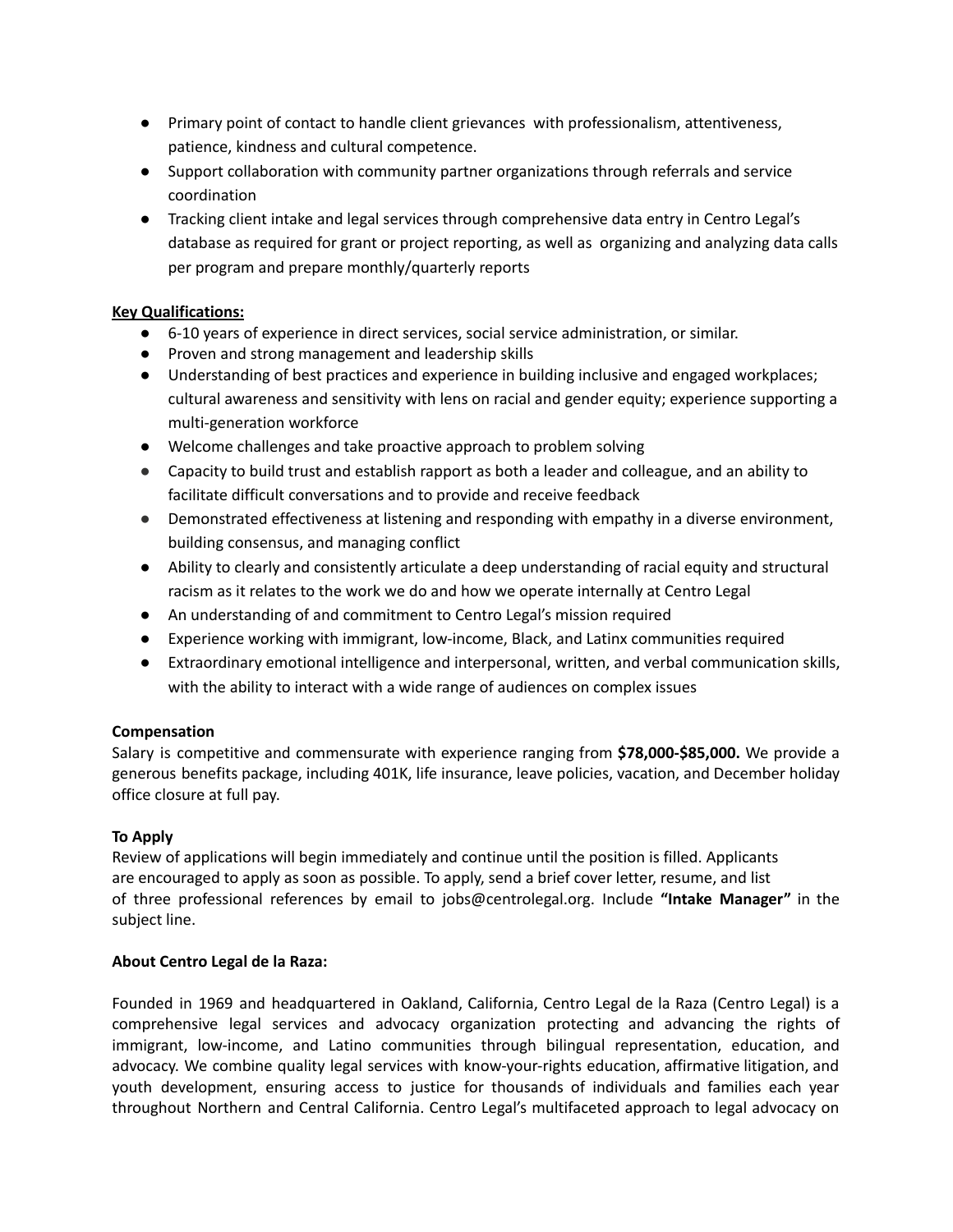- Primary point of contact to handle client grievances with professionalism, attentiveness, patience, kindness and cultural competence.
- Support collaboration with community partner organizations through referrals and service coordination
- Tracking client intake and legal services through comprehensive data entry in Centro Legal's database as required for grant or project reporting, as well as organizing and analyzing data calls per program and prepare monthly/quarterly reports

**Key Qualifications:**

- 6-10 years of experience in direct services, social service administration, or similar.
- Proven and strong management and leadership skills
- Understanding of best practices and experience in building inclusive and engaged workplaces; cultural awareness and sensitivity with lens on racial and gender equity; experience supporting a multi-generation workforce
- Welcome challenges and take proactive approach to problem solving
- Capacity to build trust and establish rapport as both a leader and colleague, and an ability to facilitate difficult conversations and to provide and receive feedback
- Demonstrated effectiveness at listening and responding with empathy in a diverse environment, building consensus, and managing conflict
- Ability to clearly and consistently articulate a deep understanding of racial equity and structural racism as it relates to the work we do and how we operate internally at Centro Legal
- An understanding of and commitment to Centro Legal's mission required
- Experience working with immigrant, low-income, Black, and Latinx communities required
- Extraordinary emotional intelligence and interpersonal, written, and verbal communication skills, with the ability to interact with a wide range of audiences on complex issues

**Compensation**

Salary is competitive and commensurate with experience ranging from **$78,000-$85,000.** We provide a generous benefits package, including 401K, life insurance, leave policies, vacation, and December holiday office closure at full pay.

**To Apply**

Review of applications will begin immediately and continue until the position is filled. Applicants are encouraged to apply as soon as possible. To apply, send a brief cover letter, resume, and list of three professional references by email to jobs@centrolegal.org. Include **"Intake Manager"** in the subject line.

**About Centro Legal de la Raza:**

Founded in 1969 and headquartered in Oakland, California, Centro Legal de la Raza (Centro Legal) is a comprehensive legal services and advocacy organization protecting and advancing the rights of immigrant, low-income, and Latino communities through bilingual representation, education, and advocacy. We combine quality legal services with know-your-rights education, affirmative litigation, and youth development, ensuring access to justice for thousands of individuals and families each year throughout Northern and Central California. Centro Legal's multifaceted approach to legal advocacy on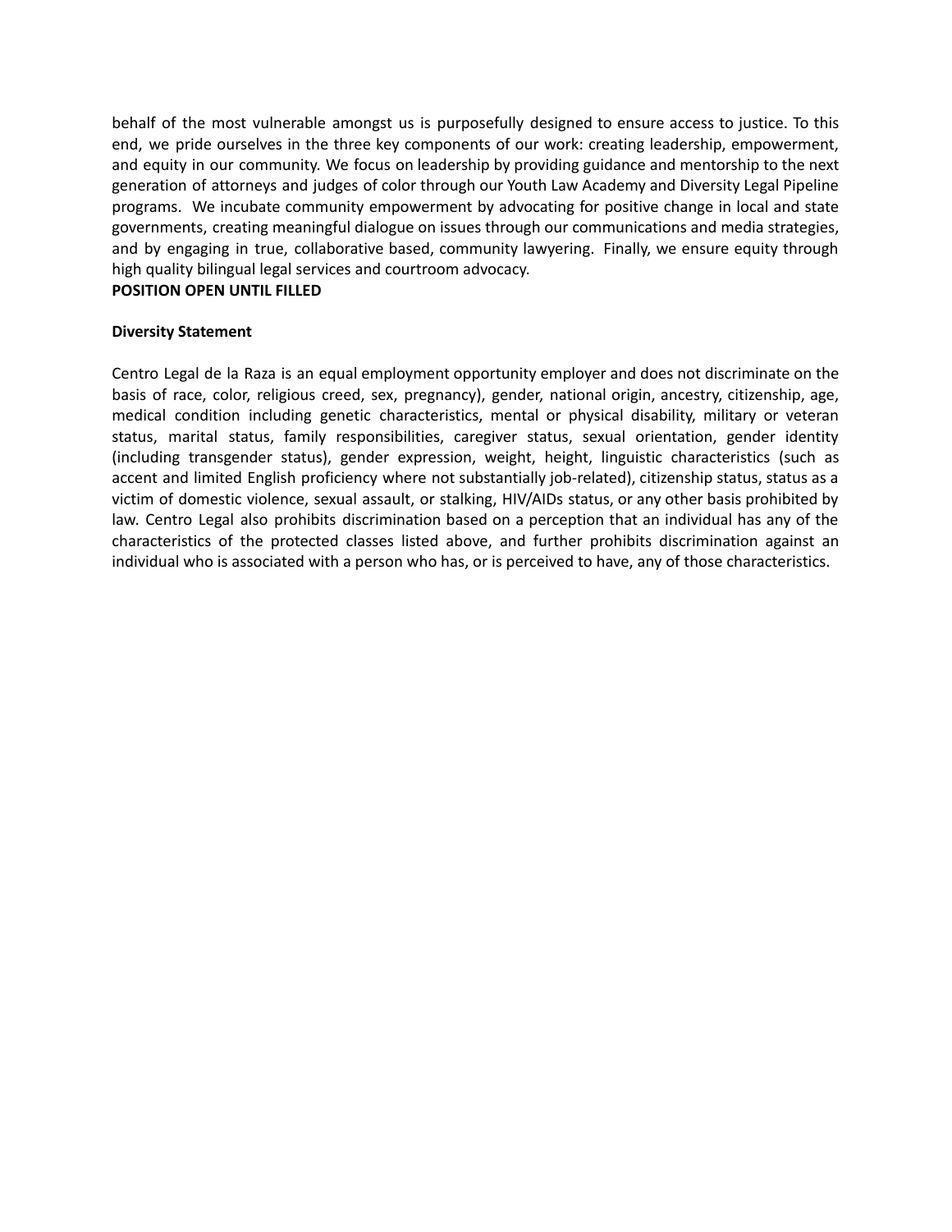behalf of the most vulnerable amongst us is purposefully designed to ensure access to justice. To this end, we pride ourselves in the three key components of our work: creating leadership, empowerment, and equity in our community. We focus on leadership by providing guidance and mentorship to the next generation of attorneys and judges of color through our Youth Law Academy and Diversity Legal Pipeline programs. We incubate community empowerment by advocating for positive change in local and state governments, creating meaningful dialogue on issues through our communications and media strategies, and by engaging in true, collaborative based, community lawyering. Finally, we ensure equity through high quality bilingual legal services and courtroom advocacy.

**POSITION OPEN UNTIL FILLED**

**Diversity Statement**

Centro Legal de la Raza is an equal employment opportunity employer and does not discriminate on the basis of race, color, religious creed, sex, pregnancy), gender, national origin, ancestry, citizenship, age, medical condition including genetic characteristics, mental or physical disability, military or veteran status, marital status, family responsibilities, caregiver status, sexual orientation, gender identity (including transgender status), gender expression, weight, height, linguistic characteristics (such as accent and limited English proficiency where not substantially job-related), citizenship status, status as a victim of domestic violence, sexual assault, or stalking, HIV/AIDs status, or any other basis prohibited by law. Centro Legal also prohibits discrimination based on a perception that an individual has any of the characteristics of the protected classes listed above, and further prohibits discrimination against an individual who is associated with a person who has, or is perceived to have, any of those characteristics.